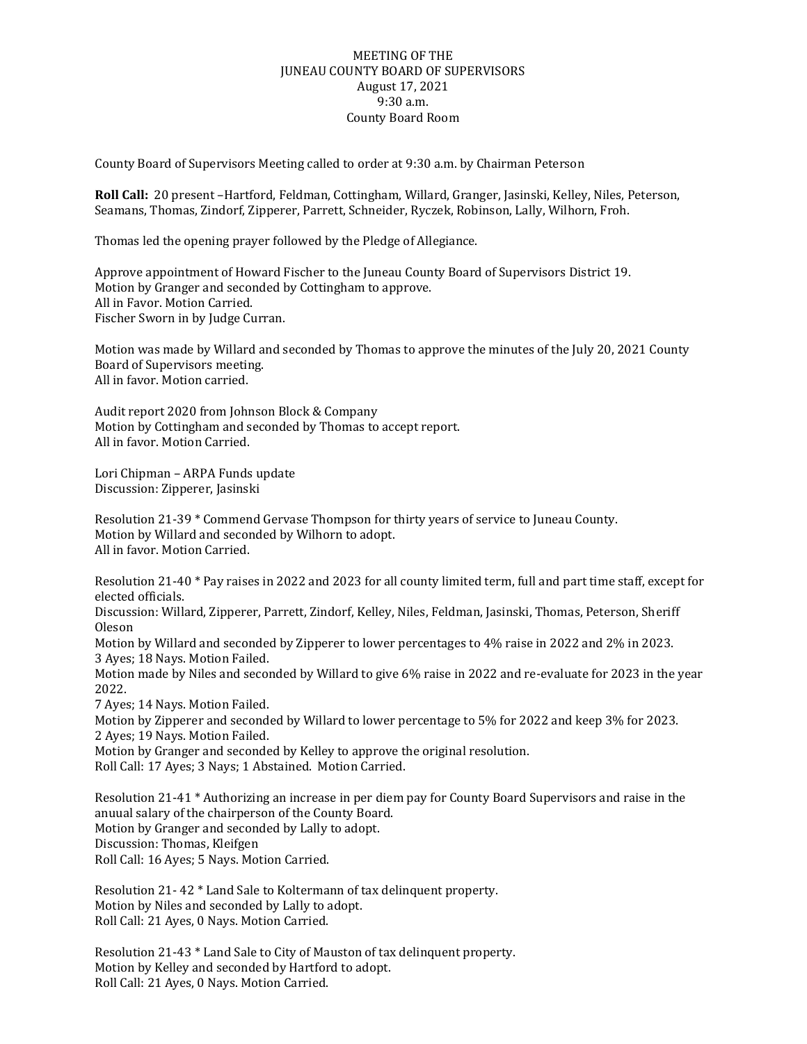MEETING OF THE
JUNEAU COUNTY BOARD OF SUPERVISORS
August 17, 2021
9:30 a.m.
County Board Room

County Board of Supervisors Meeting called to order at 9:30 a.m. by Chairman Peterson

**Roll Call:** 20 present –Hartford, Feldman, Cottingham, Willard, Granger, Jasinski, Kelley, Niles, Peterson, Seamans, Thomas, Zindorf, Zipperer, Parrett, Schneider, Ryczek, Robinson, Lally, Wilhorn, Froh.

Thomas led the opening prayer followed by the Pledge of Allegiance.

Approve appointment of Howard Fischer to the Juneau County Board of Supervisors District 19.
Motion by Granger and seconded by Cottingham to approve.
All in Favor. Motion Carried.
Fischer Sworn in by Judge Curran.

Motion was made by Willard and seconded by Thomas to approve the minutes of the July 20, 2021 County Board of Supervisors meeting.
All in favor. Motion carried.

Audit report 2020 from Johnson Block & Company
Motion by Cottingham and seconded by Thomas to accept report.
All in favor. Motion Carried.

Lori Chipman – ARPA Funds update
Discussion: Zipperer, Jasinski

Resolution 21-39 * Commend Gervase Thompson for thirty years of service to Juneau County.
Motion by Willard and seconded by Wilhorn to adopt.
All in favor. Motion Carried.

Resolution 21-40 * Pay raises in 2022 and 2023 for all county limited term, full and part time staff, except for elected officials.
Discussion: Willard, Zipperer, Parrett, Zindorf, Kelley, Niles, Feldman, Jasinski, Thomas, Peterson, Sheriff Oleson
Motion by Willard and seconded by Zipperer to lower percentages to 4% raise in 2022 and 2% in 2023.
3 Ayes; 18 Nays. Motion Failed.
Motion made by Niles and seconded by Willard to give 6% raise in 2022 and re-evaluate for 2023 in the year 2022.
7 Ayes; 14 Nays. Motion Failed.
Motion by Zipperer and seconded by Willard to lower percentage to 5% for 2022 and keep 3% for 2023.
2 Ayes; 19 Nays. Motion Failed.
Motion by Granger and seconded by Kelley to approve the original resolution.
Roll Call: 17 Ayes; 3 Nays; 1 Abstained. Motion Carried.

Resolution 21-41 * Authorizing an increase in per diem pay for County Board Supervisors and raise in the anuual salary of the chairperson of the County Board.
Motion by Granger and seconded by Lally to adopt.
Discussion: Thomas, Kleifgen
Roll Call: 16 Ayes; 5 Nays. Motion Carried.

Resolution 21- 42 * Land Sale to Koltermann of tax delinquent property.
Motion by Niles and seconded by Lally to adopt.
Roll Call: 21 Ayes, 0 Nays. Motion Carried.

Resolution 21-43 * Land Sale to City of Mauston of tax delinquent property.
Motion by Kelley and seconded by Hartford to adopt.
Roll Call: 21 Ayes, 0 Nays. Motion Carried.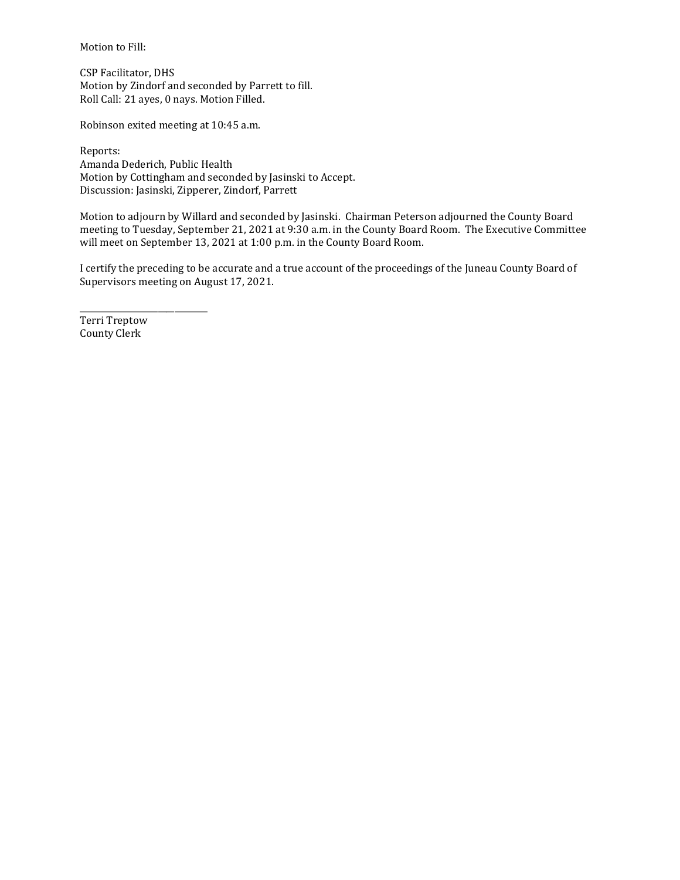Motion to Fill:

CSP Facilitator, DHS
Motion by Zindorf and seconded by Parrett to fill.
Roll Call: 21 ayes, 0 nays. Motion Filled.

Robinson exited meeting at 10:45 a.m.

Reports:
Amanda Dederich, Public Health
Motion by Cottingham and seconded by Jasinski to Accept.
Discussion: Jasinski, Zipperer, Zindorf, Parrett

Motion to adjourn by Willard and seconded by Jasinski. Chairman Peterson adjourned the County Board meeting to Tuesday, September 21, 2021 at 9:30 a.m. in the County Board Room. The Executive Committee will meet on September 13, 2021 at 1:00 p.m. in the County Board Room.

I certify the preceding to be accurate and a true account of the proceedings of the Juneau County Board of Supervisors meeting on August 17, 2021.

_____________________________

Terri Treptow
County Clerk